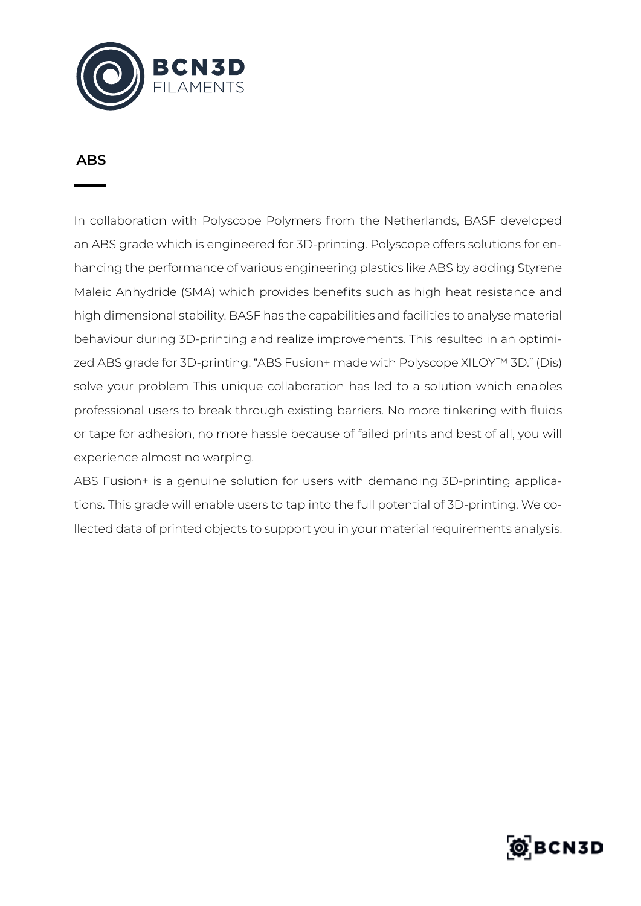## ABS

In collaboration with Polyscope Polymers from the Netherlands, BASF developed an ABS grade which is engineered for 3D-printing. Polyscope offers solutions for enhancing the performance of various engineering plastics like ABS by adding Styrene Maleic Anhydride (SMA) which provides benefits such as high heat resistance and high dimensional stability. BASF has the capabilities and facilities to analyse material behaviour during 3D-printing and realize improvements. This resulted in an optimized ABS grade for 3D-printing: "ABS Fusion+ made with Polyscope XILOY™ 3D." (Dis) solve your problem This unique collaboration has led to a solution which enables professional users to break through existing barriers. No more tinkering with fluids or tape for adhesion, no more hassle because of failed prints and best of all, you will experience almost no warping.

ABS Fusion+ is a genuine solution for users with demanding 3D-printing applications. This grade will enable users to tap into the full potential of 3D-printing. We collected data of printed objects to support you in your material requirements analysis.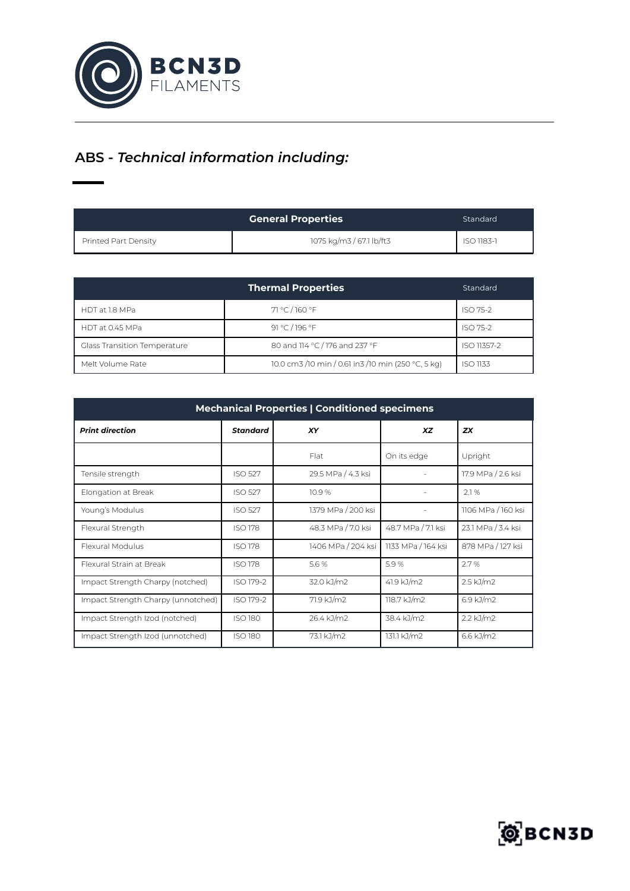## ABS - *Technical information including:*

| General Properties | | Standard |
|---|---|---|
| Printed Part Density | 1075 kg/m3 / 67.1 lb/ft3 | ISO 1183-1 |

| Thermal Properties | | Standard |
|---|---|---|
| HDT at 1.8 MPa | 71 °C / 160 °F | ISO 75-2 |
| HDT at 0.45 MPa | 91 °C / 196 °F | ISO 75-2 |
| Glass Transition Temperature | 80 and 114 °C / 176 and 237 °F | ISO 11357-2 |
| Melt Volume Rate | 10.0 cm3 /10 min / 0.61 in3 /10 min (250 °C, 5 kg) | ISO 1133 |

| Mechanical Properties \| Conditioned specimens | | | | |
|---|---|---|---|---|
| ***Print direction*** | ***Standard*** | ***XY*** | ***XZ*** | ***ZX*** |
| | | Flat | On its edge | Upright |
| Tensile strength | ISO 527 | 29.5 MPa / 4.3 ksi | - | 17.9 MPa / 2.6 ksi |
| Elongation at Break | ISO 527 | 10.9 % | - | 2.1 % |
| Young's Modulus | ISO 527 | 1379 MPa / 200 ksi | - | 1106 MPa / 160 ksi |
| Flexural Strength | ISO 178 | 48.3 MPa / 7.0 ksi | 48.7 MPa / 7.1 ksi | 23.1 MPa / 3.4 ksi |
| Flexural Modulus | ISO 178 | 1406 MPa / 204 ksi | 1133 MPa / 164 ksi | 878 MPa / 127 ksi |
| Flexural Strain at Break | ISO 178 | 5.6 % | 5.9 % | 2.7 % |
| Impact Strength Charpy (notched) | ISO 179-2 | 32.0 kJ/m2 | 41.9 kJ/m2 | 2.5 kJ/m2 |
| Impact Strength Charpy (unnotched) | ISO 179-2 | 71.9 kJ/m2 | 118.7 kJ/m2 | 6.9 kJ/m2 |
| Impact Strength Izod (notched) | ISO 180 | 26.4 kJ/m2 | 38.4 kJ/m2 | 2.2 kJ/m2 |
| Impact Strength Izod (unnotched) | ISO 180 | 73.1 kJ/m2 | 131.1 kJ/m2 | 6.6 kJ/m2 |